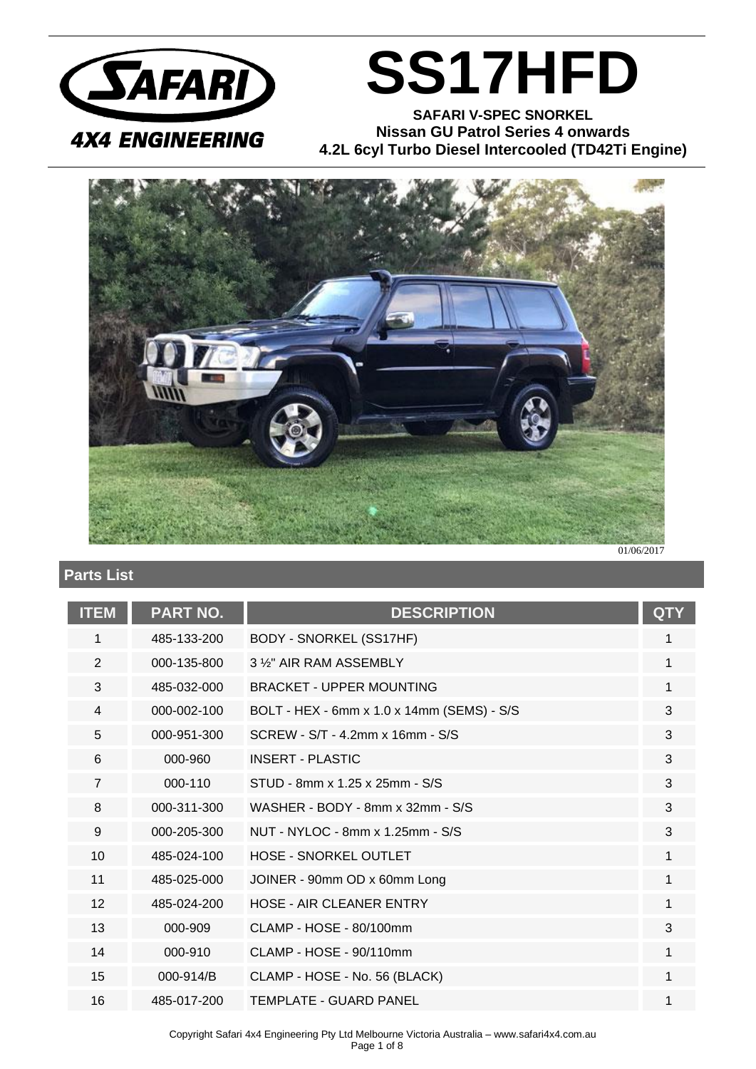# SS17HFD

**SAFARI V-SPEC SNORKEL**
**Nissan GU Patrol Series 4 onwards**
**4.2L 6cyl Turbo Diesel Intercooled (TD42Ti Engine)**

01/06/2017

## Parts List

| ITEM | PART NO. | DESCRIPTION | QTY |
|---|---|---|---|
| 1 | 485-133-200 | BODY - SNORKEL (SS17HF) | 1 |
| 2 | 000-135-800 | 3 ½" AIR RAM ASSEMBLY | 1 |
| 3 | 485-032-000 | BRACKET - UPPER MOUNTING | 1 |
| 4 | 000-002-100 | BOLT - HEX - 6mm x 1.0 x 14mm (SEMS) - S/S | 3 |
| 5 | 000-951-300 | SCREW - S/T - 4.2mm x 16mm - S/S | 3 |
| 6 | 000-960 | INSERT - PLASTIC | 3 |
| 7 | 000-110 | STUD - 8mm x 1.25 x 25mm - S/S | 3 |
| 8 | 000-311-300 | WASHER - BODY - 8mm x 32mm - S/S | 3 |
| 9 | 000-205-300 | NUT - NYLOC - 8mm x 1.25mm - S/S | 3 |
| 10 | 485-024-100 | HOSE - SNORKEL OUTLET | 1 |
| 11 | 485-025-000 | JOINER - 90mm OD x 60mm Long | 1 |
| 12 | 485-024-200 | HOSE - AIR CLEANER ENTRY | 1 |
| 13 | 000-909 | CLAMP - HOSE - 80/100mm | 3 |
| 14 | 000-910 | CLAMP - HOSE - 90/110mm | 1 |
| 15 | 000-914/B | CLAMP - HOSE - No. 56 (BLACK) | 1 |
| 16 | 485-017-200 | TEMPLATE - GUARD PANEL | 1 |

Copyright Safari 4x4 Engineering Pty Ltd Melbourne Victoria Australia – www.safari4x4.com.au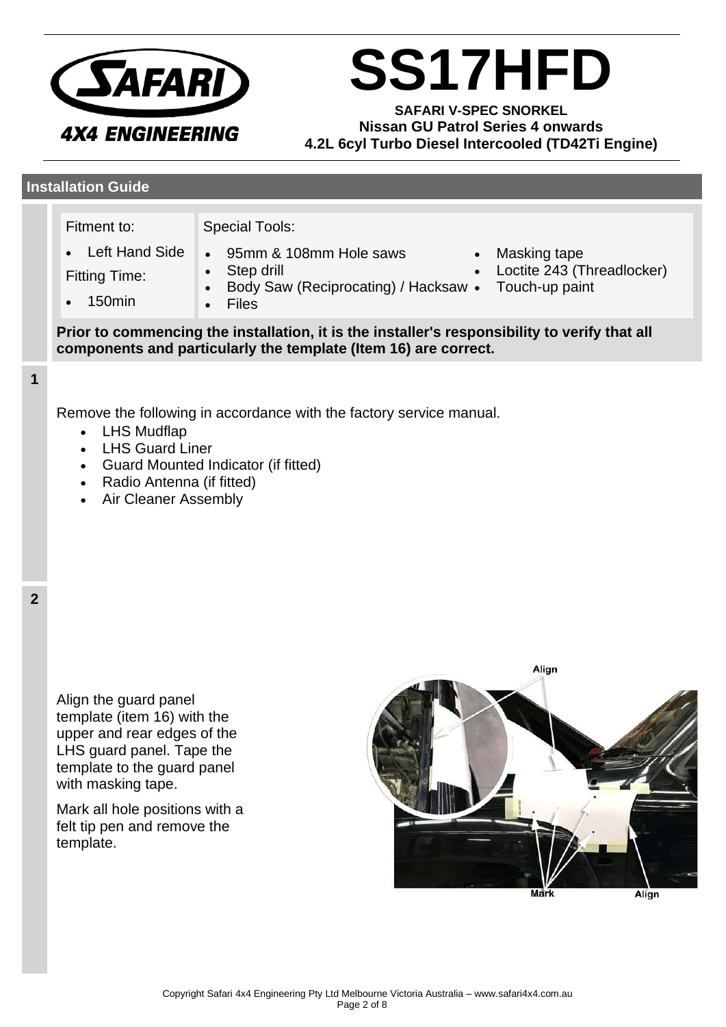# SS17HFD

**SAFARI V-SPEC SNORKEL**
**Nissan GU Patrol Series 4 onwards**
**4.2L 6cyl Turbo Diesel Intercooled (TD42Ti Engine)**

## Installation Guide

| Fitment to: | Special Tools: | |
|---|---|---|
| • Left Hand Side | • 95mm & 108mm Hole saws | • Masking tape |
| Fitting Time: | • Step drill | • Loctite 243 (Threadlocker) |
| • 150min | • Body Saw (Reciprocating) / Hacksaw | • Touch-up paint |
| | • Files | |

**Prior to commencing the installation, it is the installer's responsibility to verify that all components and particularly the template (Item 16) are correct.**

### 1

Remove the following in accordance with the factory service manual.

- LHS Mudflap
- LHS Guard Liner
- Guard Mounted Indicator (if fitted)
- Radio Antenna (if fitted)
- Air Cleaner Assembly

### 2

Align the guard panel template (item 16) with the upper and rear edges of the LHS guard panel. Tape the template to the guard panel with masking tape.

Mark all hole positions with a felt tip pen and remove the template.

Align

Mark

Align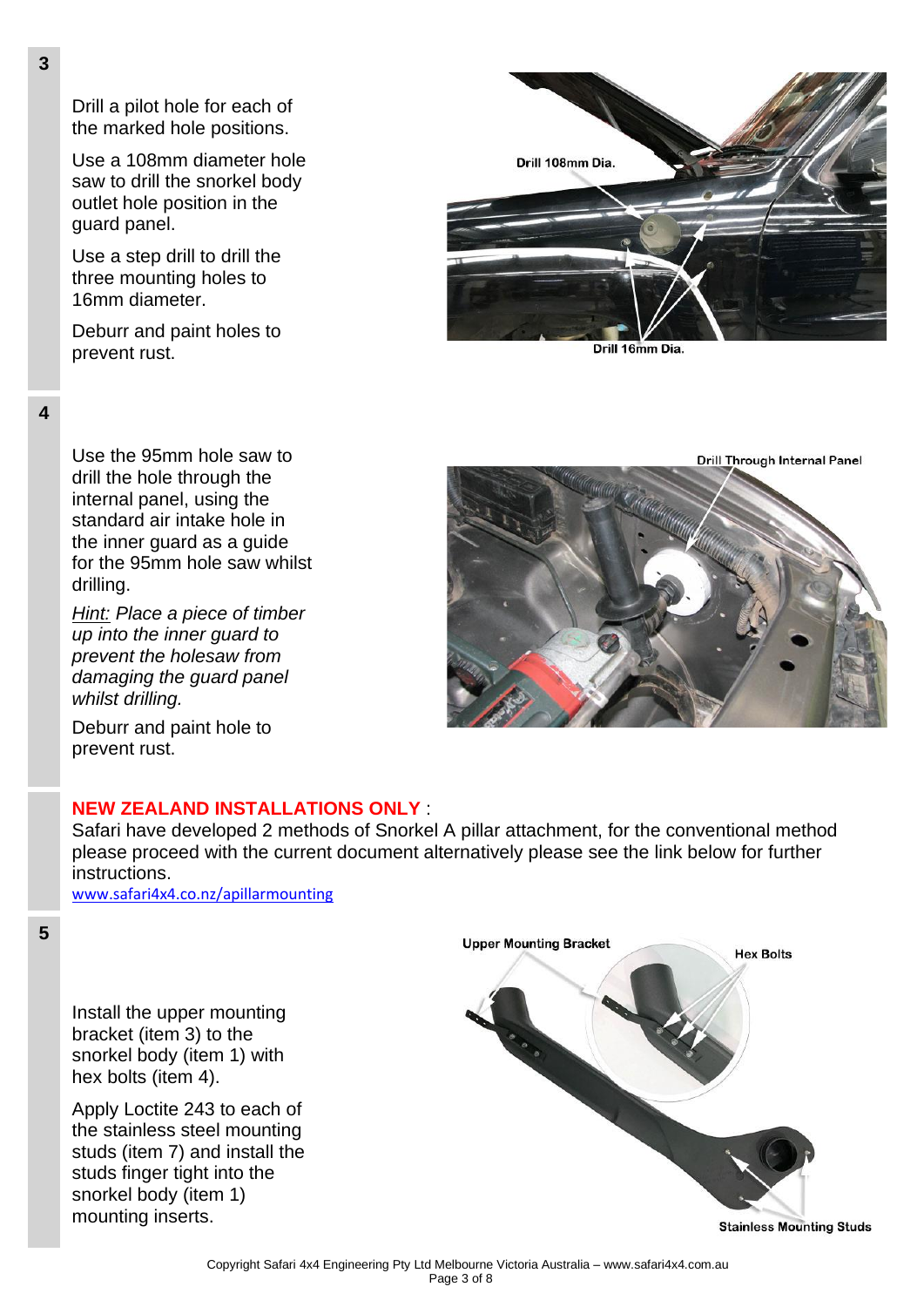**3**

Drill a pilot hole for each of the marked hole positions.

Use a 108mm diameter hole saw to drill the snorkel body outlet hole position in the guard panel.

Use a step drill to drill the three mounting holes to 16mm diameter.

Deburr and paint holes to prevent rust.

Drill 108mm Dia.

Drill 16mm Dia.

**4**

Use the 95mm hole saw to drill the hole through the internal panel, using the standard air intake hole in the inner guard as a guide for the 95mm hole saw whilst drilling.

*Hint: Place a piece of timber up into the inner guard to prevent the holesaw from damaging the guard panel whilst drilling.*

Deburr and paint hole to prevent rust.

Drill Through Internal Panel

**NEW ZEALAND INSTALLATIONS ONLY** :
Safari have developed 2 methods of Snorkel A pillar attachment, for the conventional method please proceed with the current document alternatively please see the link below for further instructions.
www.safari4x4.co.nz/apillarmounting

**5**

Install the upper mounting bracket (item 3) to the snorkel body (item 1) with hex bolts (item 4).

Apply Loctite 243 to each of the stainless steel mounting studs (item 7) and install the studs finger tight into the snorkel body (item 1) mounting inserts.

Upper Mounting Bracket

Hex Bolts

Stainless Mounting Studs

Copyright Safari 4x4 Engineering Pty Ltd Melbourne Victoria Australia – www.safari4x4.com.au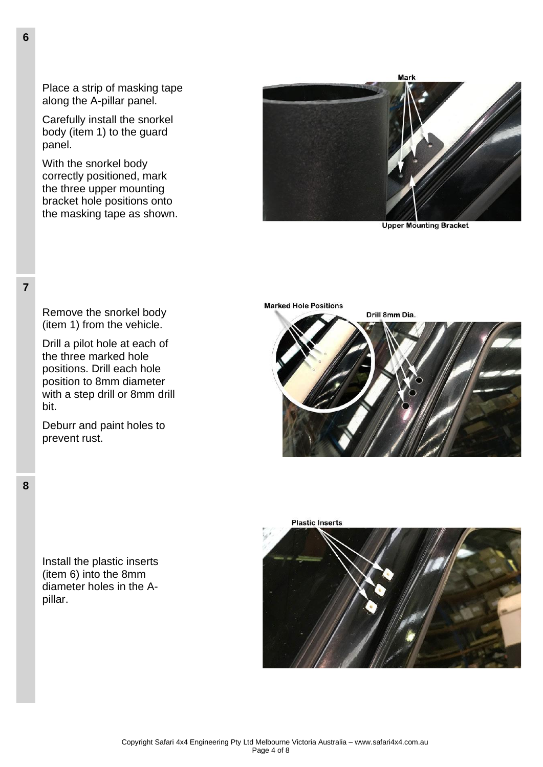**6**

Place a strip of masking tape along the A-pillar panel.

Carefully install the snorkel body (item 1) to the guard panel.

With the snorkel body correctly positioned, mark the three upper mounting bracket hole positions onto the masking tape as shown.

Mark

Upper Mounting Bracket

**7**

Remove the snorkel body (item 1) from the vehicle.

Drill a pilot hole at each of the three marked hole positions. Drill each hole position to 8mm diameter with a step drill or 8mm drill bit.

Deburr and paint holes to prevent rust.

Marked Hole Positions

Drill 8mm Dia.

**8**

Install the plastic inserts (item 6) into the 8mm diameter holes in the A-pillar.

Plastic Inserts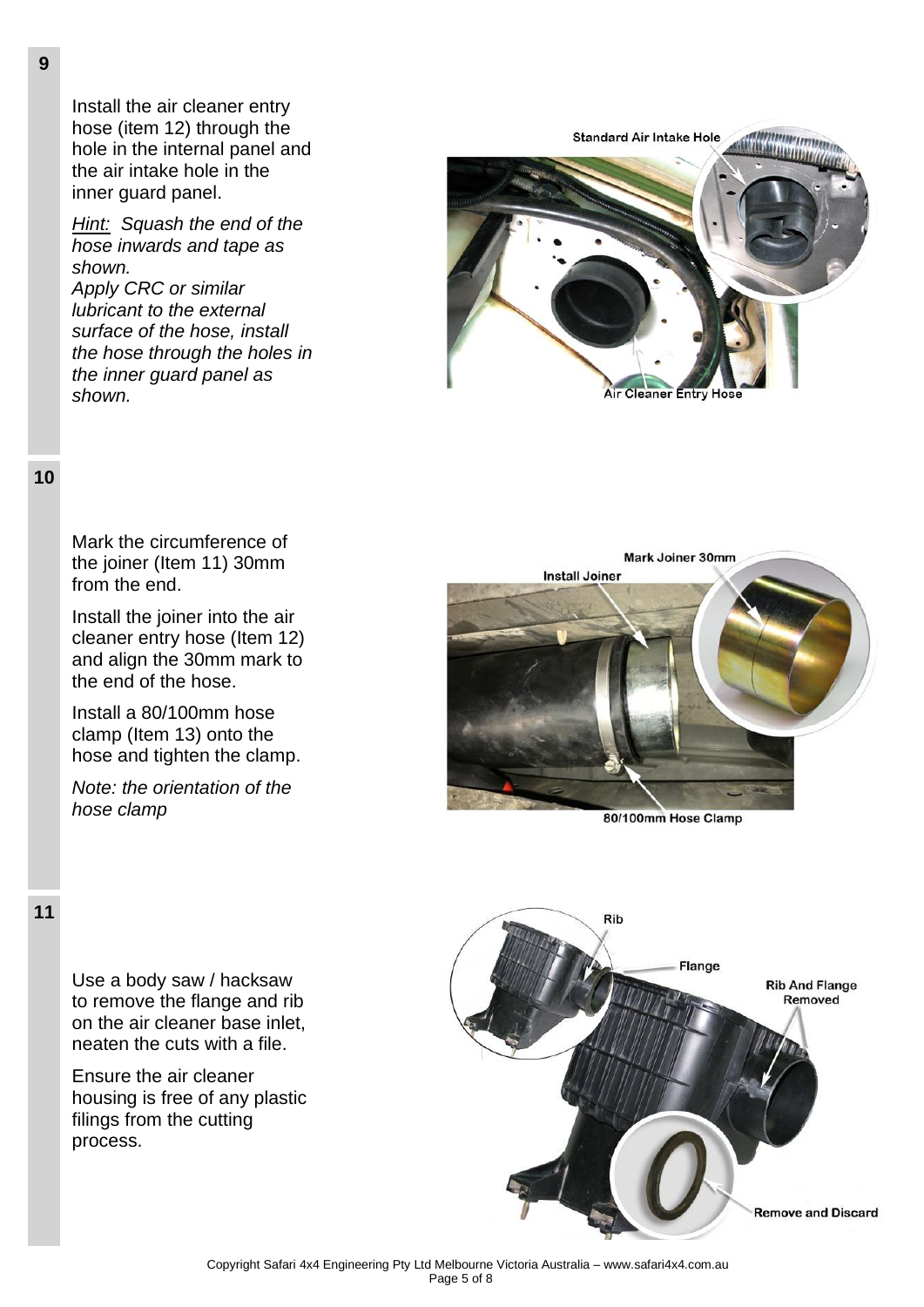**9**

Install the air cleaner entry hose (item 12) through the hole in the internal panel and the air intake hole in the inner guard panel.

*Hint: Squash the end of the hose inwards and tape as shown.*
*Apply CRC or similar lubricant to the external surface of the hose, install the hose through the holes in the inner guard panel as shown.*

Standard Air Intake Hole

Air Cleaner Entry Hose

**10**

Mark the circumference of the joiner (Item 11) 30mm from the end.

Install the joiner into the air cleaner entry hose (Item 12) and align the 30mm mark to the end of the hose.

Install a 80/100mm hose clamp (Item 13) onto the hose and tighten the clamp.

*Note: the orientation of the hose clamp*

Mark Joiner 30mm

Install Joiner

80/100mm Hose Clamp

**11**

Use a body saw / hacksaw to remove the flange and rib on the air cleaner base inlet, neaten the cuts with a file.

Ensure the air cleaner housing is free of any plastic filings from the cutting process.

Rib

Flange

Rib And Flange Removed

Remove and Discard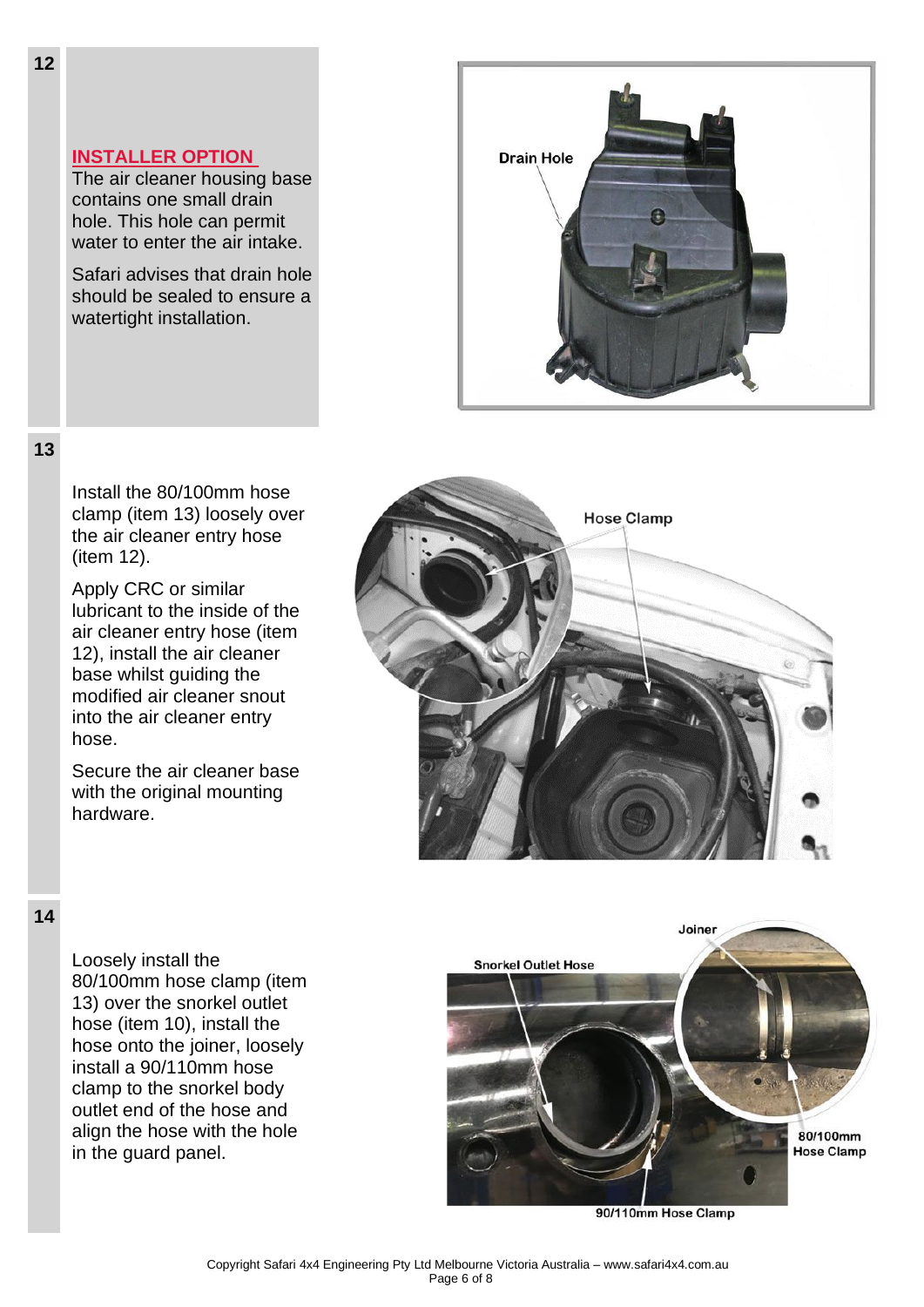**12**

**INSTALLER OPTION**

The air cleaner housing base contains one small drain hole. This hole can permit water to enter the air intake.

Safari advises that drain hole should be sealed to ensure a watertight installation.

Drain Hole

**13**

Install the 80/100mm hose clamp (item 13) loosely over the air cleaner entry hose (item 12).

Apply CRC or similar lubricant to the inside of the air cleaner entry hose (item 12), install the air cleaner base whilst guiding the modified air cleaner snout into the air cleaner entry hose.

Secure the air cleaner base with the original mounting hardware.

Hose Clamp

**14**

Loosely install the 80/100mm hose clamp (item 13) over the snorkel outlet hose (item 10), install the hose onto the joiner, loosely install a 90/110mm hose clamp to the snorkel body outlet end of the hose and align the hose with the hole in the guard panel.

Joiner

Snorkel Outlet Hose

80/100mm Hose Clamp

90/110mm Hose Clamp

Copyright Safari 4x4 Engineering Pty Ltd Melbourne Victoria Australia – www.safari4x4.com.au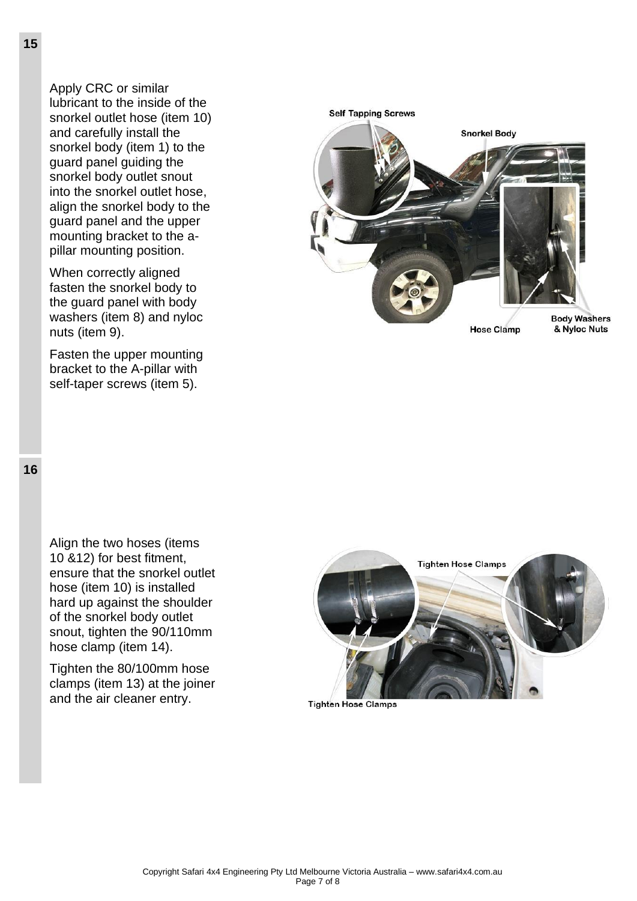**15**

Apply CRC or similar lubricant to the inside of the snorkel outlet hose (item 10) and carefully install the snorkel body (item 1) to the guard panel guiding the snorkel body outlet snout into the snorkel outlet hose, align the snorkel body to the guard panel and the upper mounting bracket to the a-pillar mounting position.

When correctly aligned fasten the snorkel body to the guard panel with body washers (item 8) and nyloc nuts (item 9).

Fasten the upper mounting bracket to the A-pillar with self-taper screws (item 5).

**16**

Align the two hoses (items 10 &12) for best fitment, ensure that the snorkel outlet hose (item 10) is installed hard up against the shoulder of the snorkel body outlet snout, tighten the 90/110mm hose clamp (item 14).

Tighten the 80/100mm hose clamps (item 13) at the joiner and the air cleaner entry.

Copyright Safari 4x4 Engineering Pty Ltd Melbourne Victoria Australia – www.safari4x4.com.au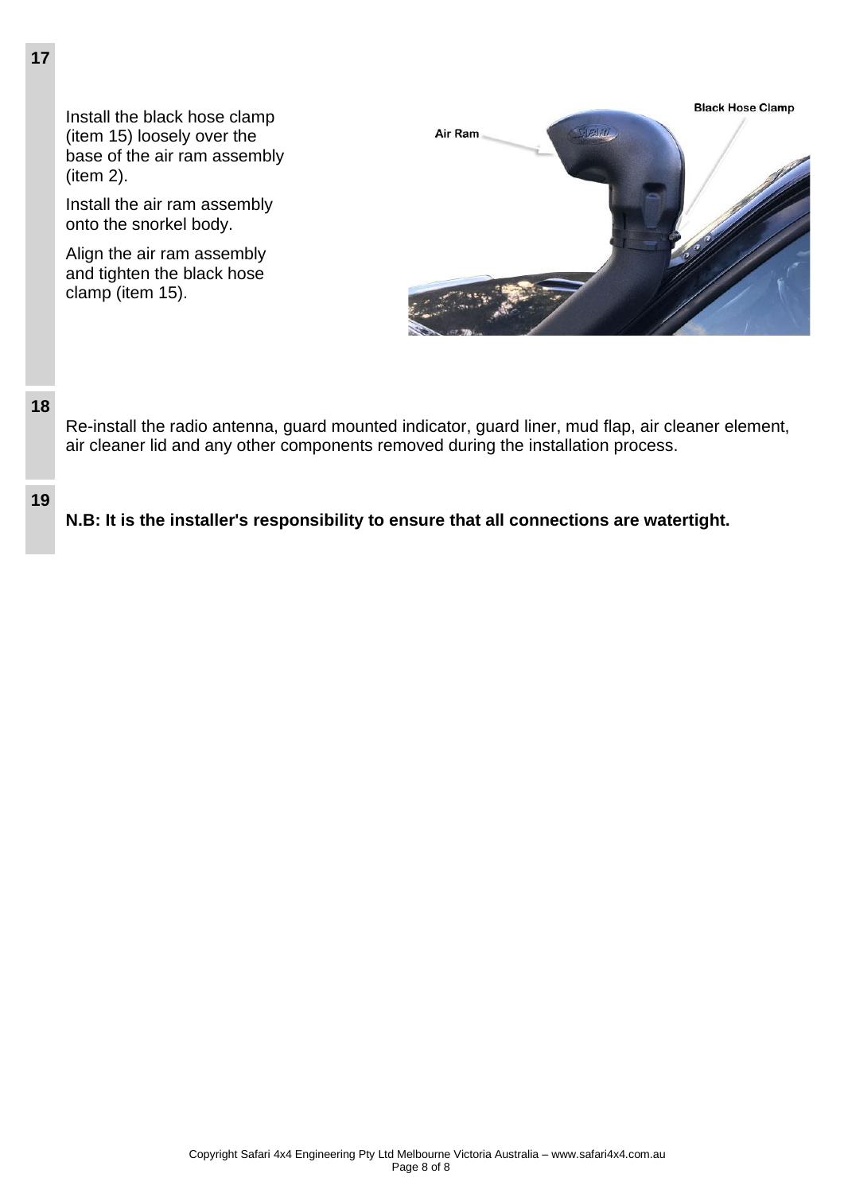**17**

Install the black hose clamp (item 15) loosely over the base of the air ram assembly (item 2).

Install the air ram assembly onto the snorkel body.

Align the air ram assembly and tighten the black hose clamp (item 15).

Air Ram

Black Hose Clamp

**18**

Re-install the radio antenna, guard mounted indicator, guard liner, mud flap, air cleaner element, air cleaner lid and any other components removed during the installation process.

**19**

**N.B: It is the installer's responsibility to ensure that all connections are watertight.**

Copyright Safari 4x4 Engineering Pty Ltd Melbourne Victoria Australia – www.safari4x4.com.au